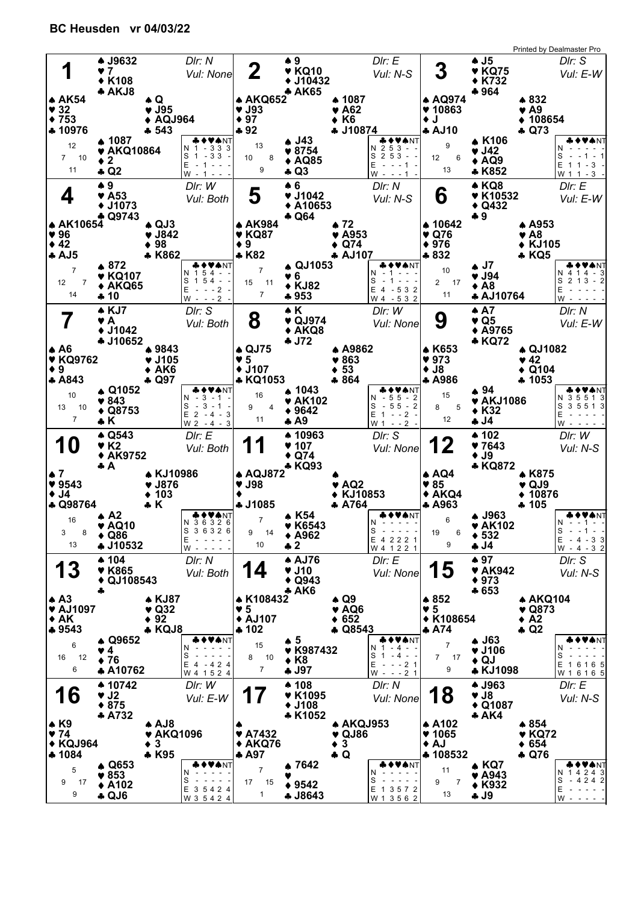## BC Heusden vr 04/03/22

Printed by Dealmaster Pro

### Board 1
Dlr: N · Vul: None

| Seat | ♠ | ♥ | ♦ | ♣ | HCP |
|---|---|---|---|---|---|
| North | J9632 | 7 | K108 | AKJ8 | 12 |
| West | AK54 | 32 | 753 | 10976 | 7 |
| East | Q | J95 | AQJ964 | 543 | 10 |
| South | 1087 | AKQ10864 | 2 | Q2 | 11 |

| | ♣ | ♦ | ♥ | ♠ | NT |
|---|---|---|---|---|---|
| N | 1 | - | 3 | 3 | 3 |
| S | 1 | - | 3 | 3 | - |
| E | - | 1 | - | - | - |
| W | - | 1 | - | - | - |

### Board 2
Dlr: E · Vul: N-S

| Seat | ♠ | ♥ | ♦ | ♣ | HCP |
|---|---|---|---|---|---|
| North | 9 | KQ10 | J10432 | AK65 | 13 |
| West | AKQ652 | J93 | 97 | 92 | 10 |
| East | 1087 | A62 | K6 | J10874 | 8 |
| South | J43 | 8754 | AQ85 | Q3 | 9 |

| | ♣ | ♦ | ♥ | ♠ | NT |
|---|---|---|---|---|---|
| N | 2 | 5 | 3 | - | - |
| S | 2 | 5 | 3 | - | - |
| E | - | - | - | 1 | - |
| W | - | - | - | 1 | - |

### Board 3
Dlr: S · Vul: E-W

| Seat | ♠ | ♥ | ♦ | ♣ | HCP |
|---|---|---|---|---|---|
| North | J5 | KQ75 | K732 | 964 | 9 |
| West | AQ974 | 10863 | J | AJ10 | 12 |
| East | 832 | A9 | 108654 | Q73 | 6 |
| South | K106 | J42 | AQ9 | K852 | 13 |

| | ♣ | ♦ | ♥ | ♠ | NT |
|---|---|---|---|---|---|
| N | - | - | - | - | - |
| S | - | - | - | - | 1 |
| E | 1 | 1 | - | 3 | - |
| W | 1 | 1 | - | 3 | - |

### Board 4
Dlr: W · Vul: Both

| Seat | ♠ | ♥ | ♦ | ♣ | HCP |
|---|---|---|---|---|---|
| North | 9 | A53 | J1073 | Q9743 | 7 |
| West | AK10654 | 96 | 42 | AJ5 | 12 |
| East | QJ3 | J842 | 98 | K862 | 7 |
| South | 872 | KQ107 | AKQ65 | 10 | 14 |

| | ♣ | ♦ | ♥ | ♠ | NT |
|---|---|---|---|---|---|
| N | 1 | 5 | 4 | - | - |
| S | 1 | 5 | 4 | - | - |
| E | - | - | - | 2 | - |
| W | - | - | - | 2 | - |

### Board 5
Dlr: N · Vul: N-S

| Seat | ♠ | ♥ | ♦ | ♣ | HCP |
|---|---|---|---|---|---|
| North | 6 | J1042 | A10653 | Q64 | 7 |
| West | AK984 | KQ87 | 9 | K82 | 15 |
| East | 72 | A953 | Q74 | AJ107 | 11 |
| South | QJ1053 | 6 | KJ82 | 953 | 7 |

| | ♣ | ♦ | ♥ | ♠ | NT |
|---|---|---|---|---|---|
| N | - | 1 | - | - | - |
| S | - | 1 | - | - | - |
| E | 4 | - | 5 | 3 | 2 |
| W | 4 | - | 5 | 3 | 2 |

### Board 6
Dlr: E · Vul: E-W

| Seat | ♠ | ♥ | ♦ | ♣ | HCP |
|---|---|---|---|---|---|
| North | KQ8 | K10532 | Q432 | 9 | 10 |
| West | 10642 | Q76 | 976 | 832 | 2 |
| East | A953 | A8 | KJ105 | KQ5 | 17 |
| South | J7 | J94 | A8 | AJ10764 | 11 |

| | ♣ | ♦ | ♥ | ♠ | NT |
|---|---|---|---|---|---|
| N | 4 | 1 | 4 | - | 3 |
| S | 2 | 1 | 3 | - | 2 |
| E | - | - | - | - | - |
| W | - | - | - | - | - |

### Board 7
Dlr: S · Vul: Both

| Seat | ♠ | ♥ | ♦ | ♣ | HCP |
|---|---|---|---|---|---|
| North | KJ7 | A | J1042 | J10652 | 10 |
| West | A6 | KQ9762 | 9 | A843 | 13 |
| East | 9843 | J105 | AK6 | Q97 | 10 |
| South | Q1052 | 843 | Q8753 | K | 7 |

| | ♣ | ♦ | ♥ | ♠ | NT |
|---|---|---|---|---|---|
| N | - | 3 | - | 1 | - |
| S | - | 3 | - | 1 | - |
| E | 2 | - | 4 | - | 3 |
| W | 2 | - | 4 | - | 3 |

### Board 8
Dlr: W · Vul: None

| Seat | ♠ | ♥ | ♦ | ♣ | HCP |
|---|---|---|---|---|---|
| North | K | QJ974 | AKQ8 | J72 | 16 |
| West | QJ75 | 5 | J107 | KQ1053 | 9 |
| East | A9862 | 863 | 53 | 864 | 4 |
| South | 1043 | AK102 | 9642 | A9 | 11 |

| | ♣ | ♦ | ♥ | ♠ | NT |
|---|---|---|---|---|---|
| N | - | 5 | 5 | - | 2 |
| S | - | 5 | 5 | - | 2 |
| E | 1 | - | - | 2 | - |
| W | 1 | - | - | 2 | - |

### Board 9
Dlr: N · Vul: E-W

| Seat | ♠ | ♥ | ♦ | ♣ | HCP |
|---|---|---|---|---|---|
| North | A7 | Q5 | A9765 | KQ72 | 15 |
| West | K653 | 973 | J8 | A986 | 8 |
| East | QJ1082 | 42 | Q104 | 1053 | 5 |
| South | 94 | AKJ1086 | K32 | J4 | 12 |

| | ♣ | ♦ | ♥ | ♠ | NT |
|---|---|---|---|---|---|
| N | 3 | 5 | 5 | 1 | 3 |
| S | 3 | 5 | 5 | 1 | 3 |
| E | - | - | - | - | - |
| W | - | - | - | - | - |

### Board 10
Dlr: E · Vul: Both

| Seat | ♠ | ♥ | ♦ | ♣ | HCP |
|---|---|---|---|---|---|
| North | Q543 | K2 | AK9752 | A | 16 |
| West | 7 | 9543 | J4 | Q98764 | 3 |
| East | KJ10986 | J876 | 103 | K | 8 |
| South | A2 | AQ10 | Q86 | J10532 | 13 |

| | ♣ | ♦ | ♥ | ♠ | NT |
|---|---|---|---|---|---|
| N | 3 | 6 | 3 | 2 | 6 |
| S | 3 | 6 | 3 | 2 | 6 |
| E | - | - | - | - | - |
| W | - | - | - | - | - |

### Board 11
Dlr: S · Vul: None

| Seat | ♠ | ♥ | ♦ | ♣ | HCP |
|---|---|---|---|---|---|
| North | 10963 | 107 | Q74 | KQ93 | 7 |
| West | AQJ872 | J98 | — | J1085 | 9 |
| East | — | AQ2 | KJ10853 | A764 | 14 |
| South | K54 | K6543 | A962 | 2 | 10 |

| | ♣ | ♦ | ♥ | ♠ | NT |
|---|---|---|---|---|---|
| N | - | - | - | - | - |
| S | - | - | - | - | - |
| E | 4 | 2 | 2 | 2 | 1 |
| W | 4 | 1 | 2 | 2 | 1 |

### Board 12
Dlr: W · Vul: N-S

| Seat | ♠ | ♥ | ♦ | ♣ | HCP |
|---|---|---|---|---|---|
| North | 102 | 7643 | J9 | KQ872 | 6 |
| West | AQ4 | 85 | AKQ4 | A963 | 19 |
| East | K875 | QJ9 | 10876 | 105 | 6 |
| South | J963 | AK102 | 532 | J4 | 9 |

| | ♣ | ♦ | ♥ | ♠ | NT |
|---|---|---|---|---|---|
| N | - | - | 1 | - | - |
| S | - | - | 1 | - | - |
| E | - | 4 | - | 3 | 3 |
| W | - | 4 | - | 3 | 2 |

### Board 13
Dlr: N · Vul: Both

| Seat | ♠ | ♥ | ♦ | ♣ | HCP |
|---|---|---|---|---|---|
| North | 104 | K865 | QJ108543 | — | 6 |
| West | A3 | AJ1097 | AK | 9543 | 16 |
| East | KJ87 | Q32 | 92 | KQJ8 | 12 |
| South | Q9652 | 4 | 76 | A10762 | 6 |

| | ♣ | ♦ | ♥ | ♠ | NT |
|---|---|---|---|---|---|
| N | - | - | - | - | - |
| S | - | - | - | - | - |
| E | 4 | - | 4 | 2 | 4 |
| W | 4 | 1 | 5 | 2 | 4 |

### Board 14
Dlr: E · Vul: None

| Seat | ♠ | ♥ | ♦ | ♣ | HCP |
|---|---|---|---|---|---|
| North | AJ76 | J10 | Q943 | AK6 | 15 |
| West | K108432 | 5 | AJ107 | 102 | 8 |
| East | Q9 | AQ6 | 652 | Q8543 | 10 |
| South | 5 | K987432 | K8 | J97 | 7 |

| | ♣ | ♦ | ♥ | ♠ | NT |
|---|---|---|---|---|---|
| N | 1 | - | 4 | - | - |
| S | 1 | - | 4 | - | - |
| E | - | - | - | 2 | 1 |
| W | - | - | - | 2 | 1 |

### Board 15
Dlr: S · Vul: N-S

| Seat | ♠ | ♥ | ♦ | ♣ | HCP |
|---|---|---|---|---|---|
| North | 97 | AK942 | 973 | 653 | 7 |
| West | 852 | 5 | K108654 | A74 | 7 |
| East | AKQ104 | Q873 | A2 | Q2 | 17 |
| South | J63 | J106 | QJ | KJ1098 | 9 |

| | ♣ | ♦ | ♥ | ♠ | NT |
|---|---|---|---|---|---|
| N | - | - | - | - | - |
| S | - | - | - | - | - |
| E | 1 | 6 | 1 | 6 | 5 |
| W | 1 | 6 | 1 | 6 | 5 |

### Board 16
Dlr: W · Vul: E-W

| Seat | ♠ | ♥ | ♦ | ♣ | HCP |
|---|---|---|---|---|---|
| North | 10742 | J2 | 875 | A732 | 5 |
| West | K9 | 74 | KQJ964 | 1084 | 9 |
| East | AJ8 | AKQ1096 | 3 | K95 | 17 |
| South | Q653 | 853 | A102 | QJ6 | 9 |

| | ♣ | ♦ | ♥ | ♠ | NT |
|---|---|---|---|---|---|
| N | - | - | - | - | - |
| S | - | - | - | - | - |
| E | 3 | 5 | 4 | 2 | 4 |
| W | 3 | 5 | 4 | 2 | 4 |

### Board 17
Dlr: N · Vul: None

| Seat | ♠ | ♥ | ♦ | ♣ | HCP |
|---|---|---|---|---|---|
| North | 108 | K1095 | J108 | K1052 | 7 |
| West | — | A7432 | AKQ76 | A97 | 17 |
| East | AKQJ953 | QJ86 | 3 | Q | 15 |
| South | 7642 | — | 9542 | J8643 | 1 |

| | ♣ | ♦ | ♥ | ♠ | NT |
|---|---|---|---|---|---|
| N | - | - | - | - | - |
| S | - | - | - | - | - |
| E | 1 | 3 | 5 | 7 | 2 |
| W | 1 | 3 | 5 | 6 | 2 |

### Board 18
Dlr: E · Vul: N-S

| Seat | ♠ | ♥ | ♦ | ♣ | HCP |
|---|---|---|---|---|---|
| North | J963 | J8 | Q1087 | AK4 | 11 |
| West | A102 | 1065 | AJ | 108532 | 9 |
| East | 854 | KQ72 | 654 | Q76 | 7 |
| South | KQ7 | A943 | K932 | J9 | 13 |

| | ♣ | ♦ | ♥ | ♠ | NT |
|---|---|---|---|---|---|
| N | 1 | 4 | 2 | 4 | 3 |
| S | - | 4 | 2 | 4 | 2 |
| E | - | - | - | - | - |
| W | - | - | - | - | - |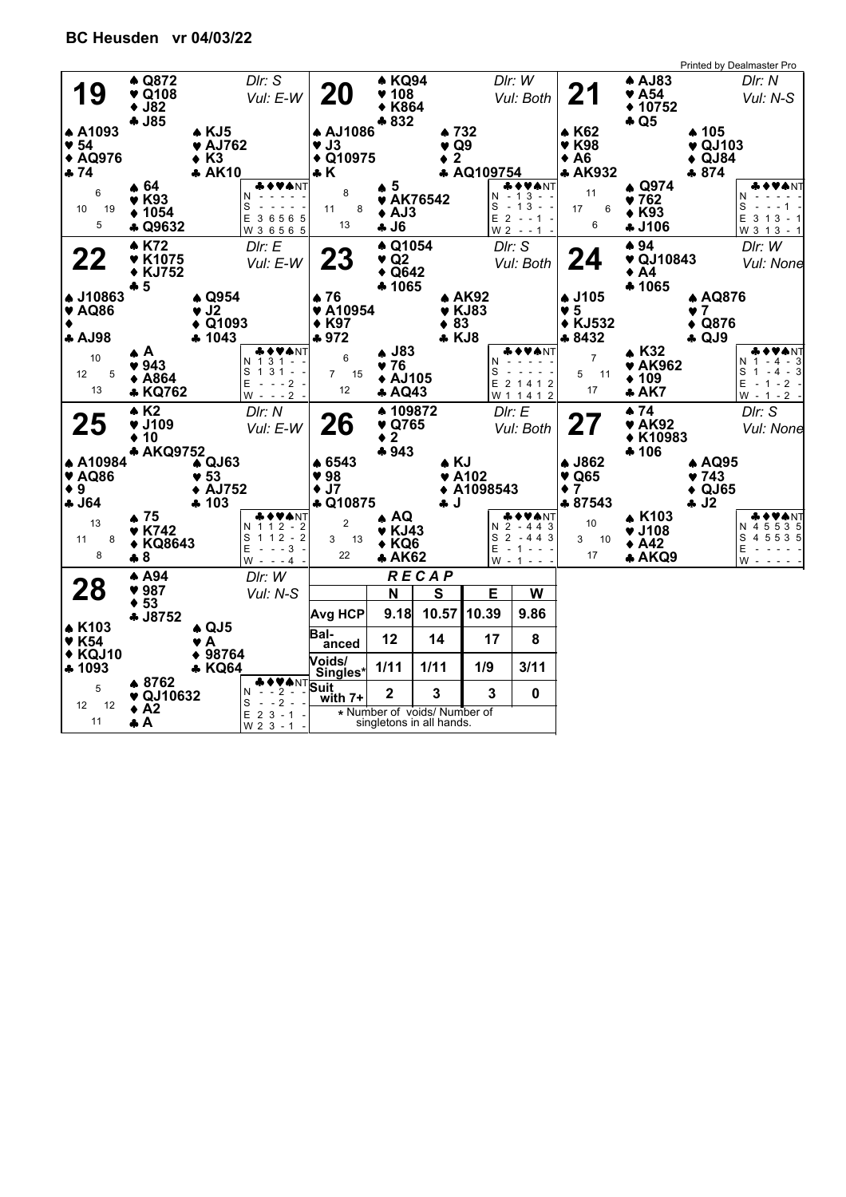# BC Heusden vr 04/03/22

Printed by Dealmaster Pro

## 19

Dlr: S — Vul: E-W

North: ♠ Q872 ♥ Q108 ♦ J82 ♣ J85

West: ♠ A1093 ♥ 54 ♦ AQ976 ♣ 74

East: ♠ KJ5 ♥ AJ762 ♦ K3 ♣ AK10

South: ♠ 64 ♥ K93 ♦ 1054 ♣ Q9632

HCP: N 6, W 10, E 19, S 5

| | ♣ | ♦ | ♥ | ♠ | NT |
|---|---|---|---|---|---|
| N | - | - | - | - | - |
| S | - | - | - | - | - |
| E | 3 | 6 | 5 | 6 | 5 |
| W | 3 | 6 | 5 | 6 | 5 |

## 20

Dlr: W — Vul: Both

North: ♠ KQ94 ♥ 108 ♦ K864 ♣ 832

West: ♠ AJ1086 ♥ J3 ♦ Q10975 ♣ K

East: ♠ 732 ♥ Q9 ♦ 2 ♣ AQ109754

South: ♠ 5 ♥ AK76542 ♦ AJ3 ♣ J6

HCP: N 8, W 11, E 8, S 13

| | ♣ | ♦ | ♥ | ♠ | NT |
|---|---|---|---|---|---|
| N | - | 1 | 3 | - | - |
| S | - | 1 | 3 | - | - |
| E | 2 | - | - | 1 | - |
| W | 2 | - | - | 1 | - |

## 21

Dlr: N — Vul: N-S

North: ♠ AJ83 ♥ A54 ♦ 10752 ♣ Q5

West: ♠ K62 ♥ K98 ♦ A6 ♣ AK932

East: ♠ 105 ♥ QJ103 ♦ QJ84 ♣ 874

South: ♠ Q974 ♥ 762 ♦ K93 ♣ J106

HCP: N 11, W 17, E 6, S 6

| | ♣ | ♦ | ♥ | ♠ | NT |
|---|---|---|---|---|---|
| N | - | - | - | - | - |
| S | - | - | - | 1 | - |
| E | 3 | 1 | 3 | - | 1 |
| W | 3 | 1 | 3 | - | 1 |

## 22

Dlr: E — Vul: E-W

North: ♠ K72 ♥ K1075 ♦ KJ752 ♣ 5

West: ♠ J10863 ♥ AQ86 ♦ ♣ AJ98

East: ♠ Q954 ♥ J2 ♦ Q1093 ♣ 1043

South: ♠ A ♥ 943 ♦ A864 ♣ KQ762

HCP: N 10, W 12, E 5, S 13

| | ♣ | ♦ | ♥ | ♠ | NT |
|---|---|---|---|---|---|
| N | 1 | 3 | 1 | - | - |
| S | 1 | 3 | 1 | - | - |
| E | - | - | - | 2 | - |
| W | - | - | - | 2 | - |

## 23

Dlr: S — Vul: Both

North: ♠ Q1054 ♥ Q2 ♦ Q642 ♣ 1065

West: ♠ 76 ♥ A10954 ♦ K97 ♣ 972

East: ♠ AK92 ♥ KJ83 ♦ 83 ♣ KJ8

South: ♠ J83 ♥ 76 ♦ AJ105 ♣ AQ43

HCP: N 6, W 7, E 15, S 12

| | ♣ | ♦ | ♥ | ♠ | NT |
|---|---|---|---|---|---|
| N | - | - | - | - | - |
| S | - | - | - | - | - |
| E | 2 | 1 | 4 | 1 | 2 |
| W | 1 | 1 | 4 | 1 | 2 |

## 24

Dlr: W — Vul: None

North: ♠ 94 ♥ QJ10843 ♦ A4 ♣ 1065

West: ♠ J105 ♥ 5 ♦ KJ532 ♣ 8432

East: ♠ AQ876 ♥ 7 ♦ Q876 ♣ QJ9

South: ♠ K32 ♥ AK962 ♦ 109 ♣ AK7

HCP: N 7, W 5, E 11, S 17

| | ♣ | ♦ | ♥ | ♠ | NT |
|---|---|---|---|---|---|
| N | 1 | - | 4 | - | 3 |
| S | 1 | - | 4 | - | 3 |
| E | - | 1 | - | 2 | - |
| W | - | 1 | - | 2 | - |

## 25

Dlr: N — Vul: E-W

North: ♠ K2 ♥ J109 ♦ 10 ♣ AKQ9752

West: ♠ A10984 ♥ AQ86 ♦ 9 ♣ J64

East: ♠ QJ63 ♥ 53 ♦ AJ752 ♣ 103

South: ♠ 75 ♥ K742 ♦ KQ8643 ♣ 8

HCP: N 13, W 11, E 8, S 8

| | ♣ | ♦ | ♥ | ♠ | NT |
|---|---|---|---|---|---|
| N | 1 | 1 | 2 | - | 2 |
| S | 1 | 1 | 2 | - | 2 |
| E | - | - | - | 3 | - |
| W | - | - | - | 4 | - |

## 26

Dlr: E — Vul: Both

North: ♠ 109872 ♥ Q765 ♦ 2 ♣ 943

West: ♠ 6543 ♥ 98 ♦ J7 ♣ Q10875

East: ♠ KJ ♥ A102 ♦ A1098543 ♣ J

South: ♠ AQ ♥ KJ43 ♦ KQ6 ♣ AK62

HCP: N 2, W 3, E 13, S 22

| | ♣ | ♦ | ♥ | ♠ | NT |
|---|---|---|---|---|---|
| N | 2 | - | 4 | 4 | 3 |
| S | 2 | - | 4 | 4 | 3 |
| E | - | 1 | - | - | - |
| W | - | 1 | - | - | - |

## 27

Dlr: S — Vul: None

North: ♠ 74 ♥ AK92 ♦ K10983 ♣ 106

West: ♠ J862 ♥ Q65 ♦ 7 ♣ 87543

East: ♠ AQ95 ♥ 743 ♦ QJ65 ♣ J2

South: ♠ K103 ♥ J108 ♦ A42 ♣ AKQ9

HCP: N 10, W 3, E 10, S 17

| | ♣ | ♦ | ♥ | ♠ | NT |
|---|---|---|---|---|---|
| N | 4 | 5 | 5 | 3 | 5 |
| S | 4 | 5 | 5 | 3 | 5 |
| E | - | - | - | - | - |
| W | - | - | - | - | - |

## 28

Dlr: W — Vul: N-S

North: ♠ A94 ♥ 987 ♦ 53 ♣ J8752

West: ♠ K103 ♥ K54 ♦ KQJ10 ♣ 1093

East: ♠ QJ5 ♥ A ♦ 98764 ♣ KQ64

South: ♠ 8762 ♥ QJ10632 ♦ A2 ♣ A

HCP: N 5, W 12, E 12, S 11

| | ♣ | ♦ | ♥ | ♠ | NT |
|---|---|---|---|---|---|
| N | - | - | 2 | - | - |
| S | - | - | 2 | - | - |
| E | 2 | 3 | - | 1 | - |
| W | 2 | 3 | - | 1 | - |

## RECAP

| | N | S | E | W |
|---|---|---|---|---|
| Avg HCP | 9.18 | 10.57 | 10.39 | 9.86 |
| Balanced | 12 | 14 | 17 | 8 |
| Voids/ Singles* | 1/11 | 1/11 | 1/9 | 3/11 |
| Suit with 7+ | 2 | 3 | 3 | 0 |

\* Number of voids/ Number of singletons in all hands.